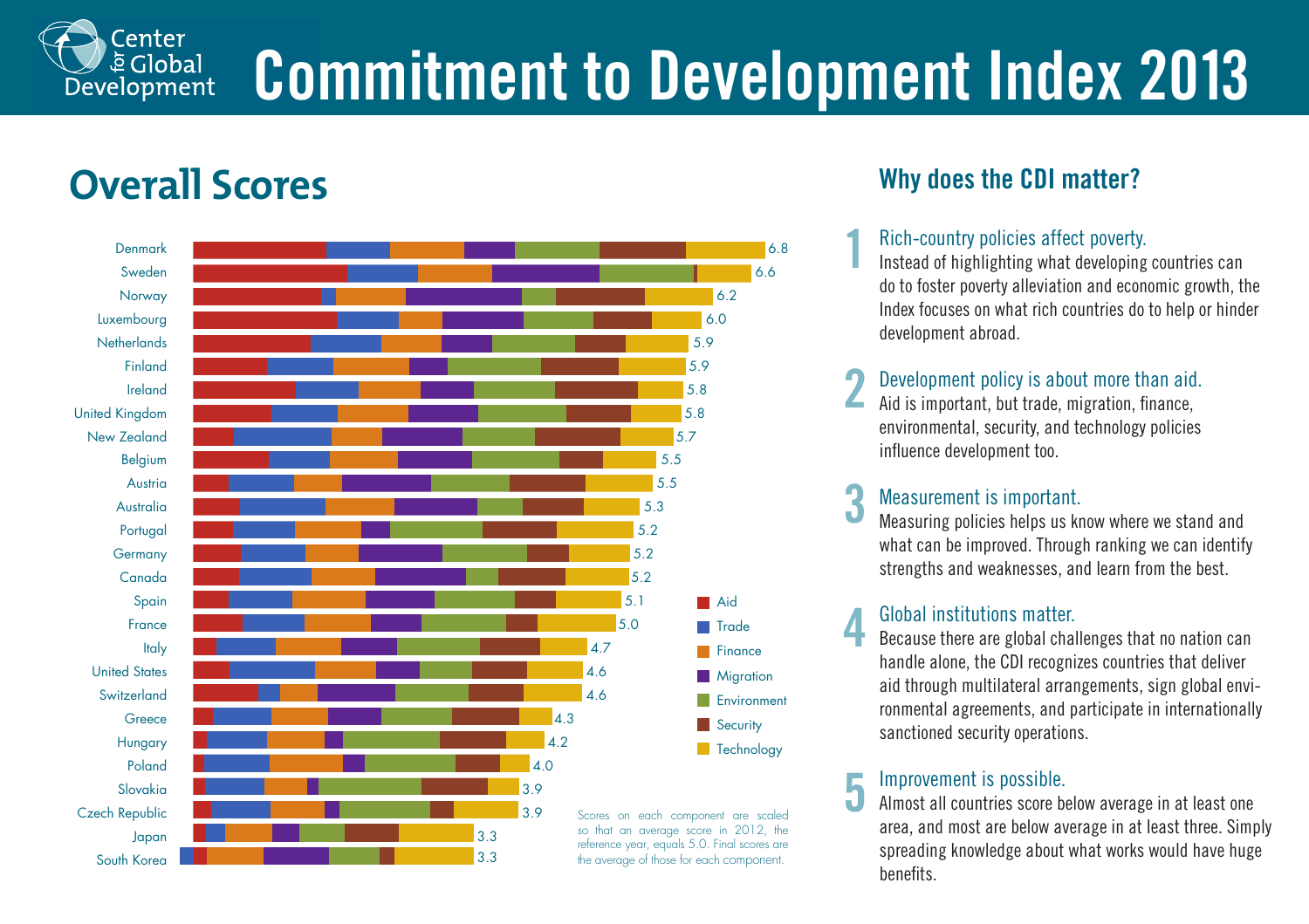# Commitment to Development Index 2013

Center for Global Development

## Overall Scores

| Country | Overall Score |
|---|---|
| Denmark | 6.8 |
| Sweden | 6.6 |
| Norway | 6.2 |
| Luxembourg | 6.0 |
| Netherlands | 5.9 |
| Finland | 5.9 |
| Ireland | 5.8 |
| United Kingdom | 5.8 |
| New Zealand | 5.7 |
| Belgium | 5.5 |
| Austria | 5.5 |
| Australia | 5.3 |
| Portugal | 5.2 |
| Germany | 5.2 |
| Canada | 5.2 |
| Spain | 5.1 |
| France | 5.0 |
| Italy | 4.7 |
| United States | 4.6 |
| Switzerland | 4.6 |
| Greece | 4.3 |
| Hungary | 4.2 |
| Poland | 4.0 |
| Slovakia | 3.9 |
| Czech Republic | 3.9 |
| Japan | 3.3 |
| South Korea | 3.3 |

Components: Aid, Trade, Finance, Migration, Environment, Security, Technology

Scores on each component are scaled so that an average score in 2012, the reference year, equals 5.0. Final scores are the average of those for each component.

## Why does the CDI matter?

**1. Rich-country policies affect poverty.**
Instead of highlighting what developing countries can do to foster poverty alleviation and economic growth, the Index focuses on what rich countries do to help or hinder development abroad.

**2. Development policy is about more than aid.**
Aid is important, but trade, migration, finance, environmental, security, and technology policies influence development too.

**3. Measurement is important.**
Measuring policies helps us know where we stand and what can be improved. Through ranking we can identify strengths and weaknesses, and learn from the best.

**4. Global institutions matter.**
Because there are global challenges that no nation can handle alone, the CDI recognizes countries that deliver aid through multilateral arrangements, sign global environmental agreements, and participate in internationally sanctioned security operations.

**5. Improvement is possible.**
Almost all countries score below average in at least one area, and most are below average in at least three. Simply spreading knowledge about what works would have huge benefits.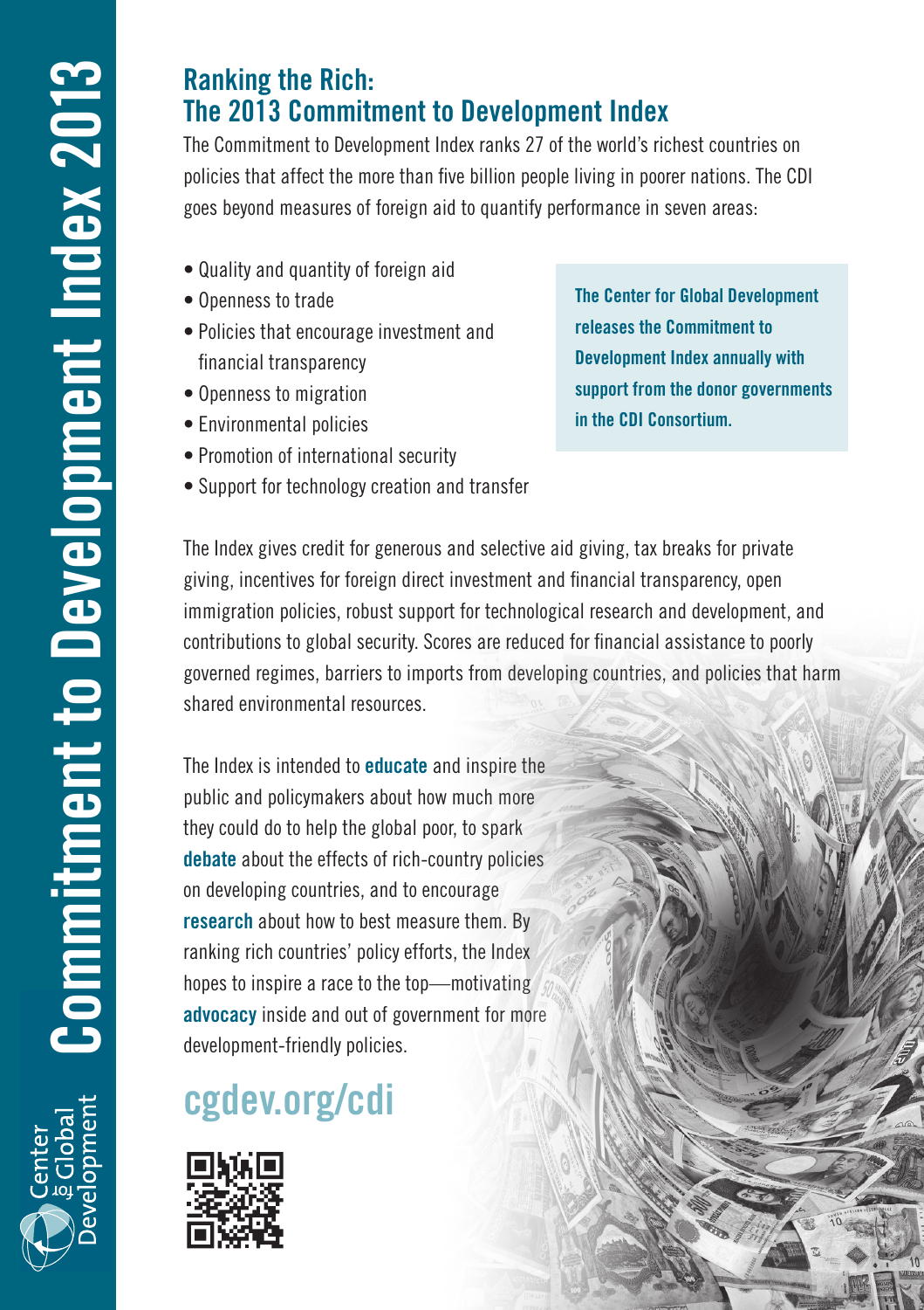# Commitment to Development Index 2013

## Ranking the Rich: The 2013 Commitment to Development Index

The Commitment to Development Index ranks 27 of the world's richest countries on policies that affect the more than five billion people living in poorer nations. The CDI goes beyond measures of foreign aid to quantify performance in seven areas:

- Quality and quantity of foreign aid
- Openness to trade
- Policies that encourage investment and financial transparency
- Openness to migration
- Environmental policies
- Promotion of international security
- Support for technology creation and transfer

**The Center for Global Development releases the Commitment to Development Index annually with support from the donor governments in the CDI Consortium.**

The Index gives credit for generous and selective aid giving, tax breaks for private giving, incentives for foreign direct investment and financial transparency, open immigration policies, robust support for technological research and development, and contributions to global security. Scores are reduced for financial assistance to poorly governed regimes, barriers to imports from developing countries, and policies that harm shared environmental resources.

The Index is intended to **educate** and inspire the public and policymakers about how much more they could do to help the global poor, to spark **debate** about the effects of rich-country policies on developing countries, and to encourage **research** about how to best measure them. By ranking rich countries' policy efforts, the Index hopes to inspire a race to the top—motivating **advocacy** inside and out of government for more development-friendly policies.

**cgdev.org/cdi**

Center for Global Development